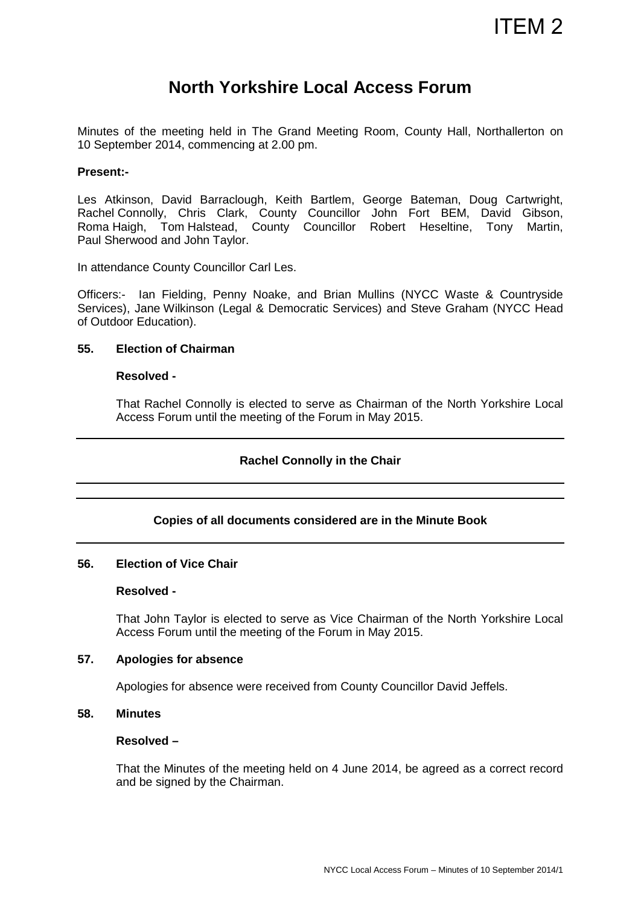ITEM 2

# North Yorkshire Local Access Forum

Minutes of the meeting held in The Grand Meeting Room, County Hall, Northallerton on 10 September 2014, commencing at 2.00 pm.

**Present:-**

Les Atkinson, David Barraclough, Keith Bartlem, George Bateman, Doug Cartwright, Rachel Connolly, Chris Clark, County Councillor John Fort BEM, David Gibson, Roma Haigh, Tom Halstead, County Councillor Robert Heseltine, Tony Martin, Paul Sherwood and John Taylor.

In attendance County Councillor Carl Les.

Officers:- Ian Fielding, Penny Noake, and Brian Mullins (NYCC Waste & Countryside Services), Jane Wilkinson (Legal & Democratic Services) and Steve Graham (NYCC Head of Outdoor Education).

**55. Election of Chairman**

**Resolved -**

That Rachel Connolly is elected to serve as Chairman of the North Yorkshire Local Access Forum until the meeting of the Forum in May 2015.

---

**Rachel Connolly in the Chair**

---

**Copies of all documents considered are in the Minute Book**

---

**56. Election of Vice Chair**

**Resolved -**

That John Taylor is elected to serve as Vice Chairman of the North Yorkshire Local Access Forum until the meeting of the Forum in May 2015.

**57. Apologies for absence**

Apologies for absence were received from County Councillor David Jeffels.

**58. Minutes**

**Resolved –**

That the Minutes of the meeting held on 4 June 2014, be agreed as a correct record and be signed by the Chairman.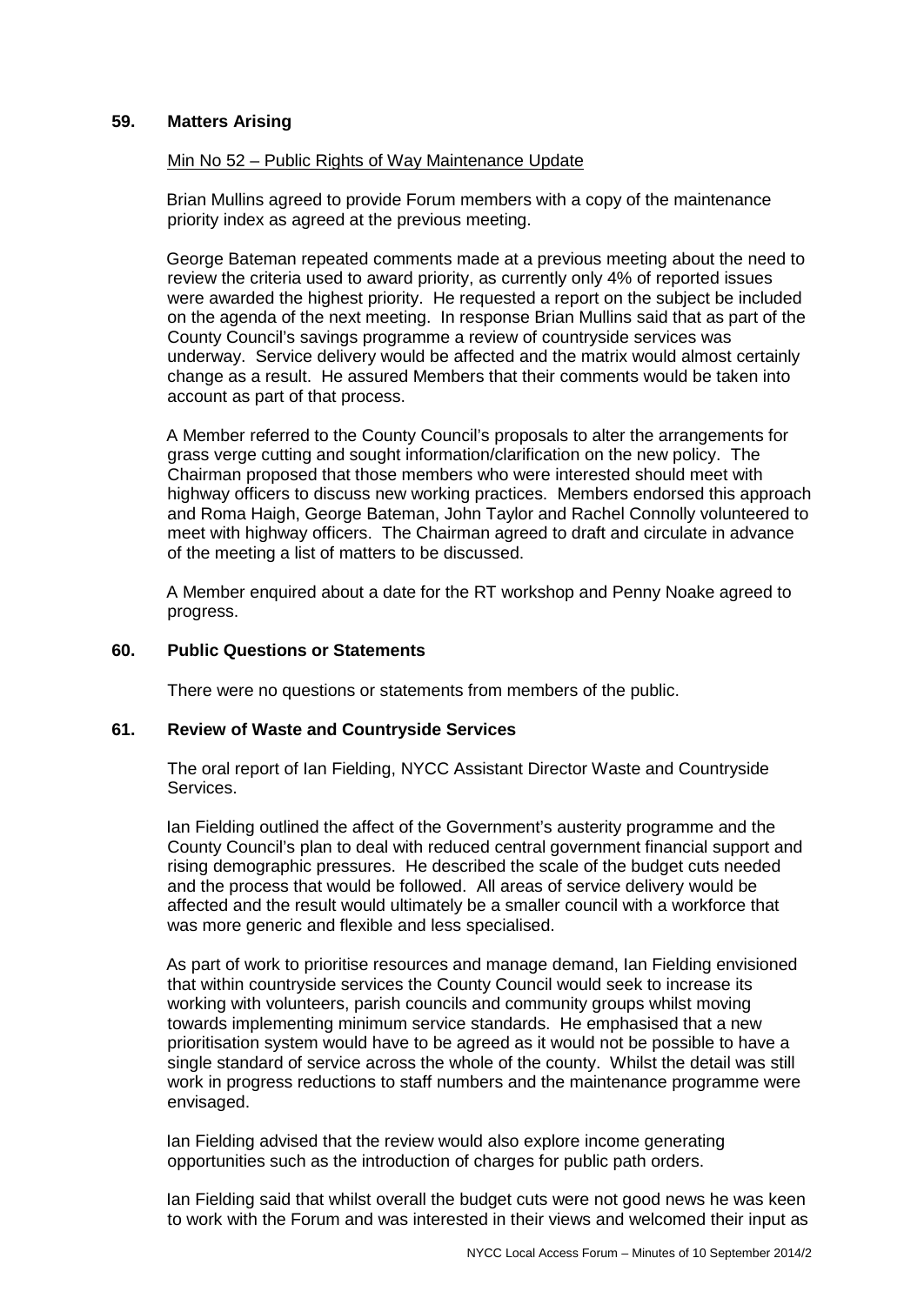### 59. Matters Arising

Min No 52 – Public Rights of Way Maintenance Update

Brian Mullins agreed to provide Forum members with a copy of the maintenance priority index as agreed at the previous meeting.

George Bateman repeated comments made at a previous meeting about the need to review the criteria used to award priority, as currently only 4% of reported issues were awarded the highest priority. He requested a report on the subject be included on the agenda of the next meeting. In response Brian Mullins said that as part of the County Council's savings programme a review of countryside services was underway. Service delivery would be affected and the matrix would almost certainly change as a result. He assured Members that their comments would be taken into account as part of that process.

A Member referred to the County Council's proposals to alter the arrangements for grass verge cutting and sought information/clarification on the new policy. The Chairman proposed that those members who were interested should meet with highway officers to discuss new working practices. Members endorsed this approach and Roma Haigh, George Bateman, John Taylor and Rachel Connolly volunteered to meet with highway officers. The Chairman agreed to draft and circulate in advance of the meeting a list of matters to be discussed.

A Member enquired about a date for the RT workshop and Penny Noake agreed to progress.

### 60. Public Questions or Statements

There were no questions or statements from members of the public.

### 61. Review of Waste and Countryside Services

The oral report of Ian Fielding, NYCC Assistant Director Waste and Countryside Services.

Ian Fielding outlined the affect of the Government's austerity programme and the County Council's plan to deal with reduced central government financial support and rising demographic pressures. He described the scale of the budget cuts needed and the process that would be followed. All areas of service delivery would be affected and the result would ultimately be a smaller council with a workforce that was more generic and flexible and less specialised.

As part of work to prioritise resources and manage demand, Ian Fielding envisioned that within countryside services the County Council would seek to increase its working with volunteers, parish councils and community groups whilst moving towards implementing minimum service standards. He emphasised that a new prioritisation system would have to be agreed as it would not be possible to have a single standard of service across the whole of the county. Whilst the detail was still work in progress reductions to staff numbers and the maintenance programme were envisaged.

Ian Fielding advised that the review would also explore income generating opportunities such as the introduction of charges for public path orders.

Ian Fielding said that whilst overall the budget cuts were not good news he was keen to work with the Forum and was interested in their views and welcomed their input as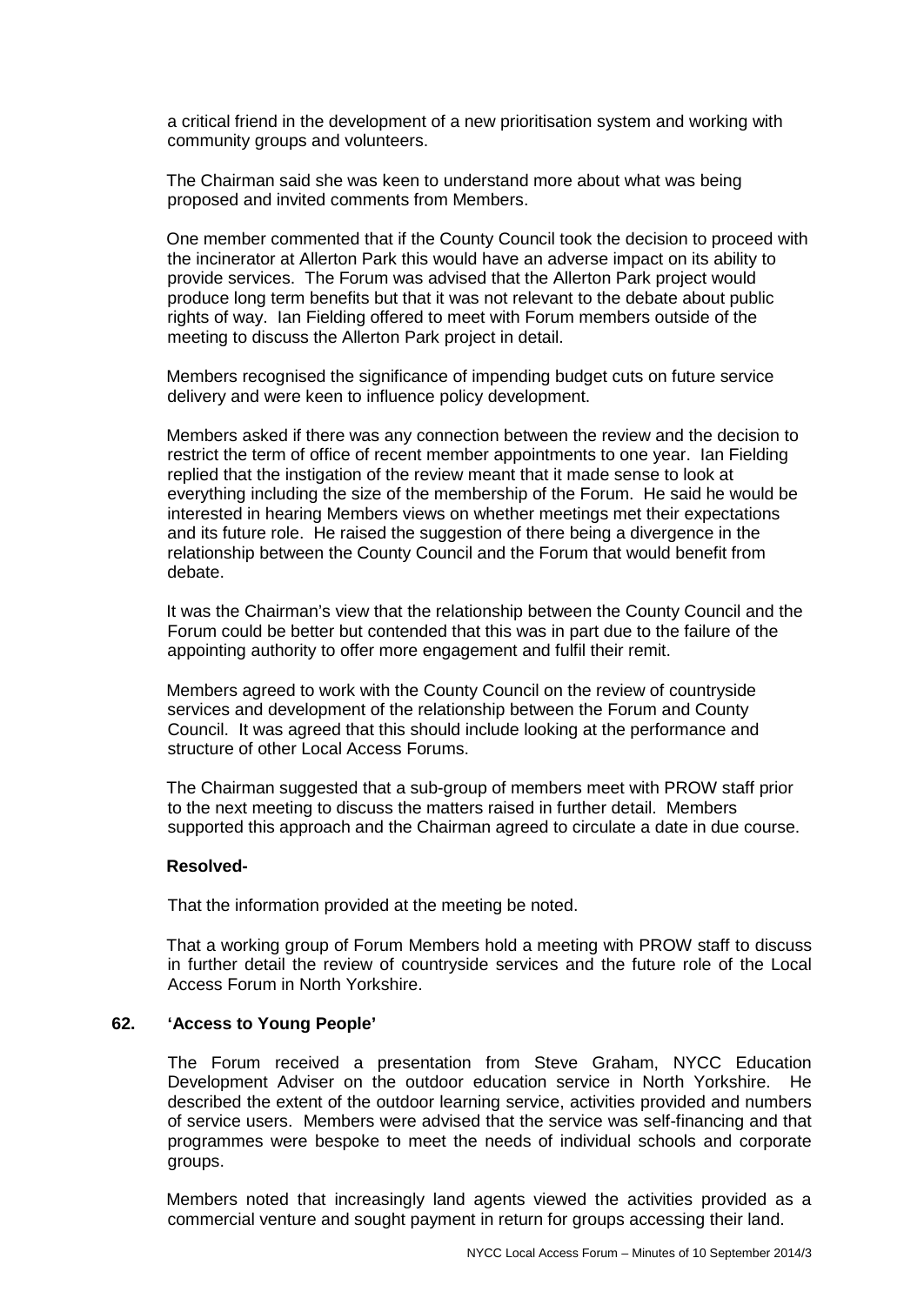a critical friend in the development of a new prioritisation system and working with community groups and volunteers.

The Chairman said she was keen to understand more about what was being proposed and invited comments from Members.

One member commented that if the County Council took the decision to proceed with the incinerator at Allerton Park this would have an adverse impact on its ability to provide services. The Forum was advised that the Allerton Park project would produce long term benefits but that it was not relevant to the debate about public rights of way. Ian Fielding offered to meet with Forum members outside of the meeting to discuss the Allerton Park project in detail.

Members recognised the significance of impending budget cuts on future service delivery and were keen to influence policy development.

Members asked if there was any connection between the review and the decision to restrict the term of office of recent member appointments to one year. Ian Fielding replied that the instigation of the review meant that it made sense to look at everything including the size of the membership of the Forum. He said he would be interested in hearing Members views on whether meetings met their expectations and its future role. He raised the suggestion of there being a divergence in the relationship between the County Council and the Forum that would benefit from debate.

It was the Chairman's view that the relationship between the County Council and the Forum could be better but contended that this was in part due to the failure of the appointing authority to offer more engagement and fulfil their remit.

Members agreed to work with the County Council on the review of countryside services and development of the relationship between the Forum and County Council. It was agreed that this should include looking at the performance and structure of other Local Access Forums.

The Chairman suggested that a sub-group of members meet with PROW staff prior to the next meeting to discuss the matters raised in further detail. Members supported this approach and the Chairman agreed to circulate a date in due course.

**Resolved-**

That the information provided at the meeting be noted.

That a working group of Forum Members hold a meeting with PROW staff to discuss in further detail the review of countryside services and the future role of the Local Access Forum in North Yorkshire.

**62. 'Access to Young People'**

The Forum received a presentation from Steve Graham, NYCC Education Development Adviser on the outdoor education service in North Yorkshire. He described the extent of the outdoor learning service, activities provided and numbers of service users. Members were advised that the service was self-financing and that programmes were bespoke to meet the needs of individual schools and corporate groups.

Members noted that increasingly land agents viewed the activities provided as a commercial venture and sought payment in return for groups accessing their land.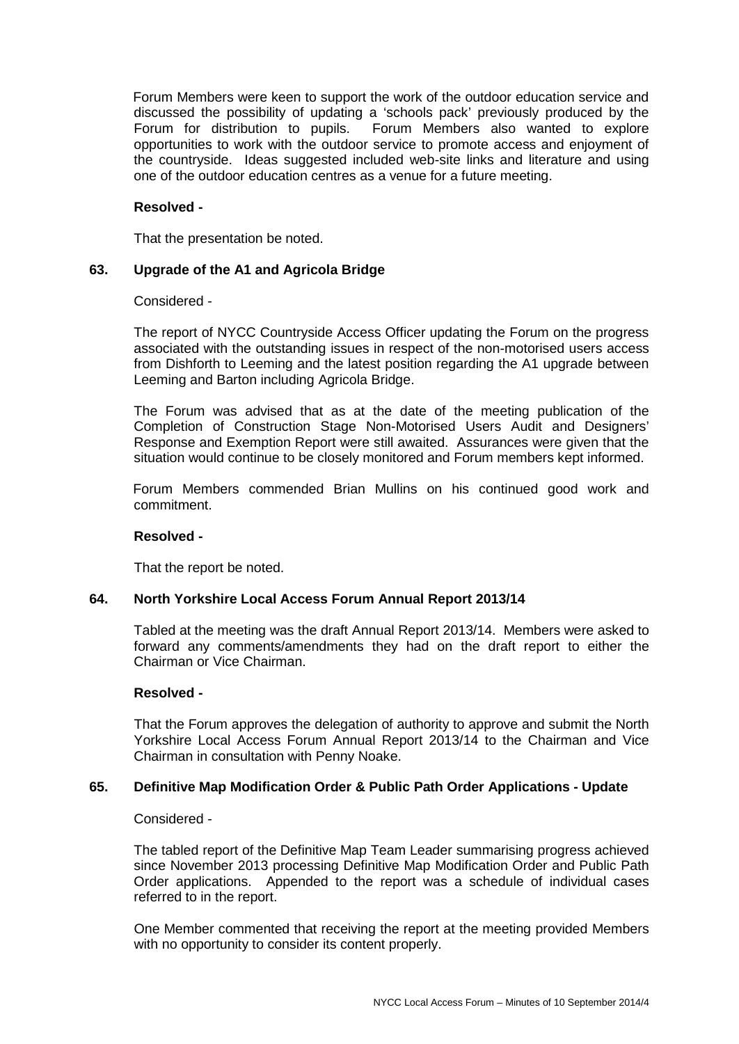Forum Members were keen to support the work of the outdoor education service and discussed the possibility of updating a 'schools pack' previously produced by the Forum for distribution to pupils. Forum Members also wanted to explore opportunities to work with the outdoor service to promote access and enjoyment of the countryside. Ideas suggested included web-site links and literature and using one of the outdoor education centres as a venue for a future meeting.

**Resolved -**

That the presentation be noted.

### 63. Upgrade of the A1 and Agricola Bridge

Considered -

The report of NYCC Countryside Access Officer updating the Forum on the progress associated with the outstanding issues in respect of the non-motorised users access from Dishforth to Leeming and the latest position regarding the A1 upgrade between Leeming and Barton including Agricola Bridge.

The Forum was advised that as at the date of the meeting publication of the Completion of Construction Stage Non-Motorised Users Audit and Designers' Response and Exemption Report were still awaited. Assurances were given that the situation would continue to be closely monitored and Forum members kept informed.

Forum Members commended Brian Mullins on his continued good work and commitment.

**Resolved -**

That the report be noted.

### 64. North Yorkshire Local Access Forum Annual Report 2013/14

Tabled at the meeting was the draft Annual Report 2013/14. Members were asked to forward any comments/amendments they had on the draft report to either the Chairman or Vice Chairman.

**Resolved -**

That the Forum approves the delegation of authority to approve and submit the North Yorkshire Local Access Forum Annual Report 2013/14 to the Chairman and Vice Chairman in consultation with Penny Noake.

### 65. Definitive Map Modification Order & Public Path Order Applications - Update

Considered -

The tabled report of the Definitive Map Team Leader summarising progress achieved since November 2013 processing Definitive Map Modification Order and Public Path Order applications. Appended to the report was a schedule of individual cases referred to in the report.

One Member commented that receiving the report at the meeting provided Members with no opportunity to consider its content properly.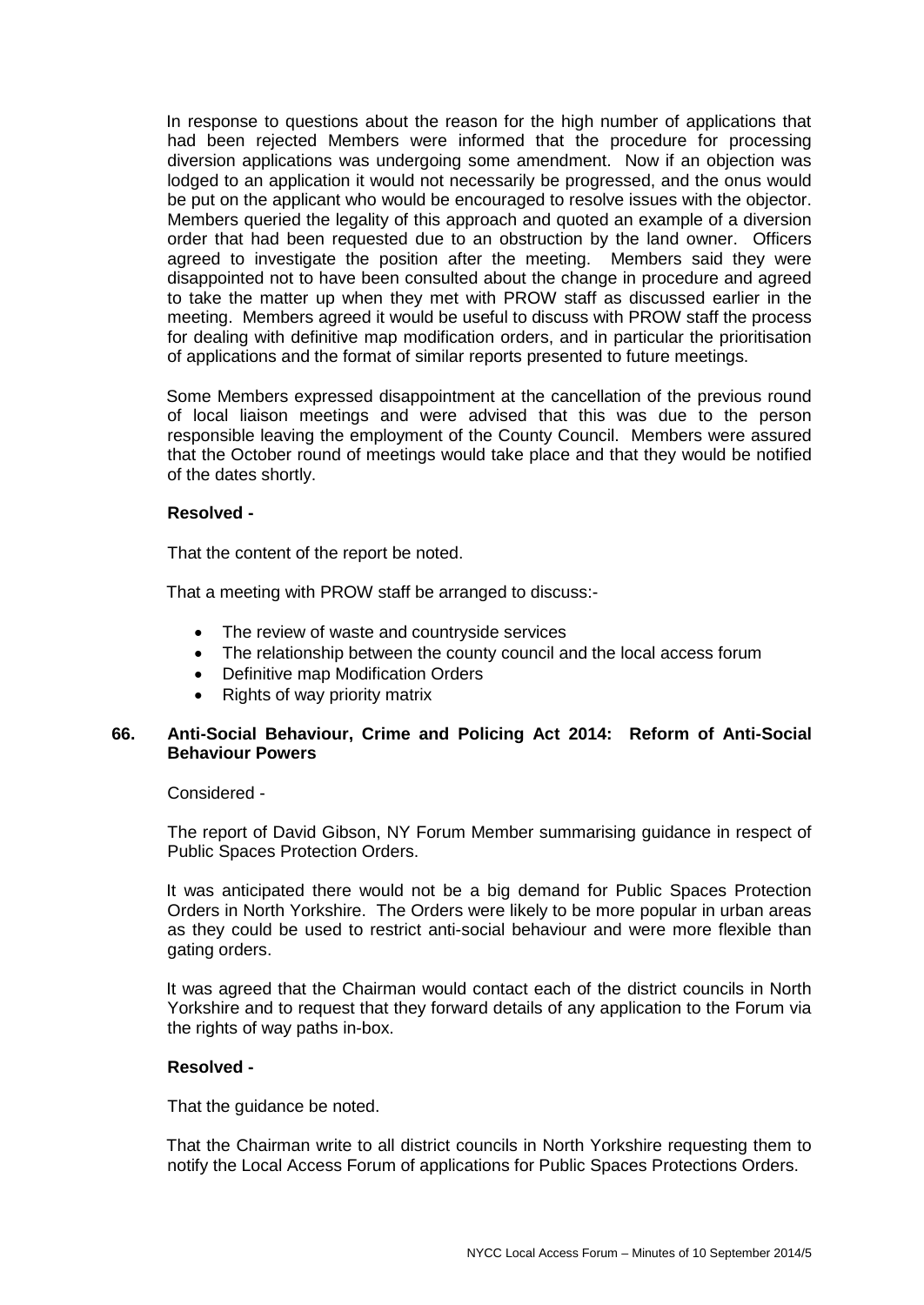In response to questions about the reason for the high number of applications that had been rejected Members were informed that the procedure for processing diversion applications was undergoing some amendment. Now if an objection was lodged to an application it would not necessarily be progressed, and the onus would be put on the applicant who would be encouraged to resolve issues with the objector. Members queried the legality of this approach and quoted an example of a diversion order that had been requested due to an obstruction by the land owner. Officers agreed to investigate the position after the meeting. Members said they were disappointed not to have been consulted about the change in procedure and agreed to take the matter up when they met with PROW staff as discussed earlier in the meeting. Members agreed it would be useful to discuss with PROW staff the process for dealing with definitive map modification orders, and in particular the prioritisation of applications and the format of similar reports presented to future meetings.

Some Members expressed disappointment at the cancellation of the previous round of local liaison meetings and were advised that this was due to the person responsible leaving the employment of the County Council. Members were assured that the October round of meetings would take place and that they would be notified of the dates shortly.

**Resolved -**

That the content of the report be noted.

That a meeting with PROW staff be arranged to discuss:-

- The review of waste and countryside services
- The relationship between the county council and the local access forum
- Definitive map Modification Orders
- Rights of way priority matrix

## 66. Anti-Social Behaviour, Crime and Policing Act 2014: Reform of Anti-Social Behaviour Powers

Considered -

The report of David Gibson, NY Forum Member summarising guidance in respect of Public Spaces Protection Orders.

It was anticipated there would not be a big demand for Public Spaces Protection Orders in North Yorkshire. The Orders were likely to be more popular in urban areas as they could be used to restrict anti-social behaviour and were more flexible than gating orders.

It was agreed that the Chairman would contact each of the district councils in North Yorkshire and to request that they forward details of any application to the Forum via the rights of way paths in-box.

**Resolved -**

That the guidance be noted.

That the Chairman write to all district councils in North Yorkshire requesting them to notify the Local Access Forum of applications for Public Spaces Protections Orders.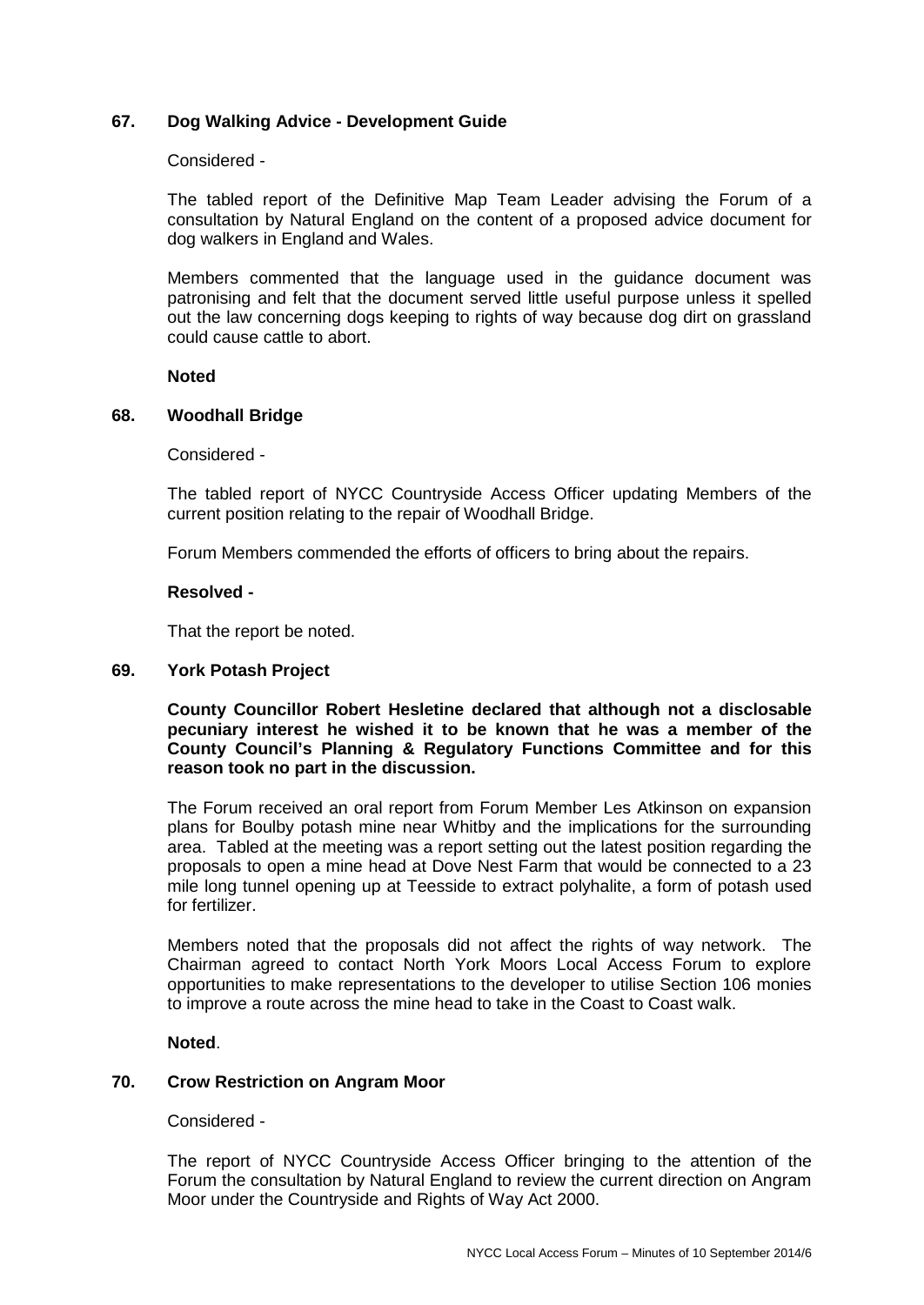## 67. Dog Walking Advice - Development Guide

Considered -

The tabled report of the Definitive Map Team Leader advising the Forum of a consultation by Natural England on the content of a proposed advice document for dog walkers in England and Wales.

Members commented that the language used in the guidance document was patronising and felt that the document served little useful purpose unless it spelled out the law concerning dogs keeping to rights of way because dog dirt on grassland could cause cattle to abort.

**Noted**

## 68. Woodhall Bridge

Considered -

The tabled report of NYCC Countryside Access Officer updating Members of the current position relating to the repair of Woodhall Bridge.

Forum Members commended the efforts of officers to bring about the repairs.

**Resolved -**

That the report be noted.

## 69. York Potash Project

**County Councillor Robert Hesletine declared that although not a disclosable pecuniary interest he wished it to be known that he was a member of the County Council's Planning & Regulatory Functions Committee and for this reason took no part in the discussion.**

The Forum received an oral report from Forum Member Les Atkinson on expansion plans for Boulby potash mine near Whitby and the implications for the surrounding area. Tabled at the meeting was a report setting out the latest position regarding the proposals to open a mine head at Dove Nest Farm that would be connected to a 23 mile long tunnel opening up at Teesside to extract polyhalite, a form of potash used for fertilizer.

Members noted that the proposals did not affect the rights of way network. The Chairman agreed to contact North York Moors Local Access Forum to explore opportunities to make representations to the developer to utilise Section 106 monies to improve a route across the mine head to take in the Coast to Coast walk.

**Noted**.

## 70. Crow Restriction on Angram Moor

Considered -

The report of NYCC Countryside Access Officer bringing to the attention of the Forum the consultation by Natural England to review the current direction on Angram Moor under the Countryside and Rights of Way Act 2000.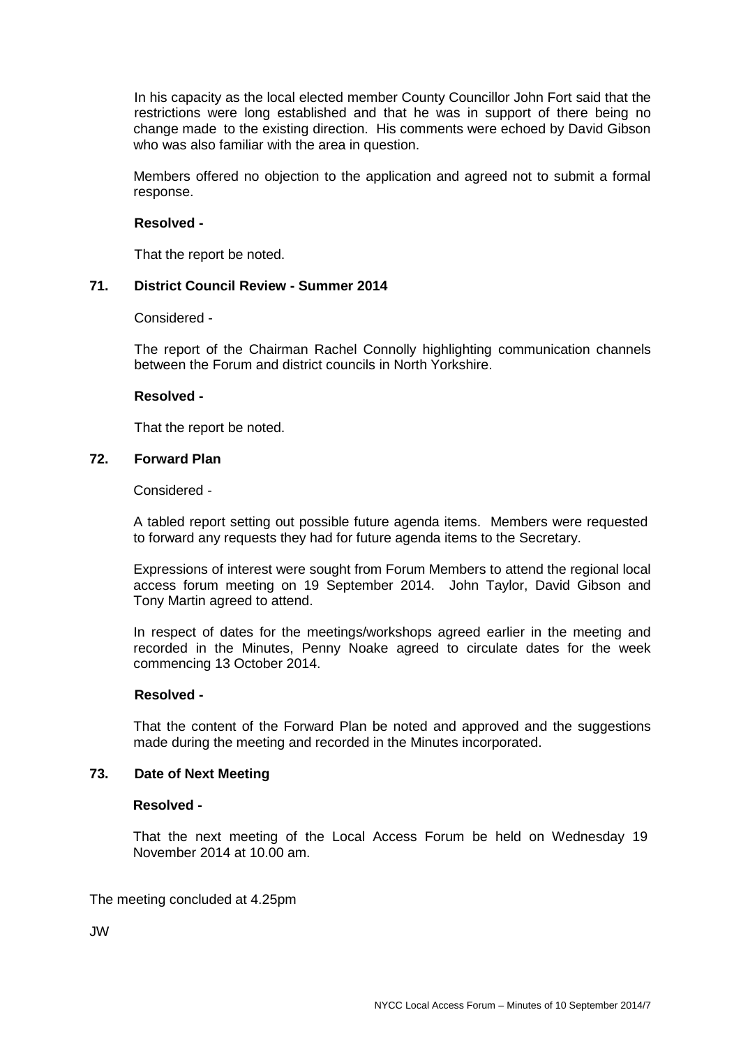In his capacity as the local elected member County Councillor John Fort said that the restrictions were long established and that he was in support of there being no change made to the existing direction. His comments were echoed by David Gibson who was also familiar with the area in question.

Members offered no objection to the application and agreed not to submit a formal response.

**Resolved -**

That the report be noted.

### 71. District Council Review - Summer 2014

Considered -

The report of the Chairman Rachel Connolly highlighting communication channels between the Forum and district councils in North Yorkshire.

**Resolved -**

That the report be noted.

### 72. Forward Plan

Considered -

A tabled report setting out possible future agenda items. Members were requested to forward any requests they had for future agenda items to the Secretary.

Expressions of interest were sought from Forum Members to attend the regional local access forum meeting on 19 September 2014. John Taylor, David Gibson and Tony Martin agreed to attend.

In respect of dates for the meetings/workshops agreed earlier in the meeting and recorded in the Minutes, Penny Noake agreed to circulate dates for the week commencing 13 October 2014.

**Resolved -**

That the content of the Forward Plan be noted and approved and the suggestions made during the meeting and recorded in the Minutes incorporated.

### 73. Date of Next Meeting

**Resolved -**

That the next meeting of the Local Access Forum be held on Wednesday 19 November 2014 at 10.00 am.

The meeting concluded at 4.25pm

JW